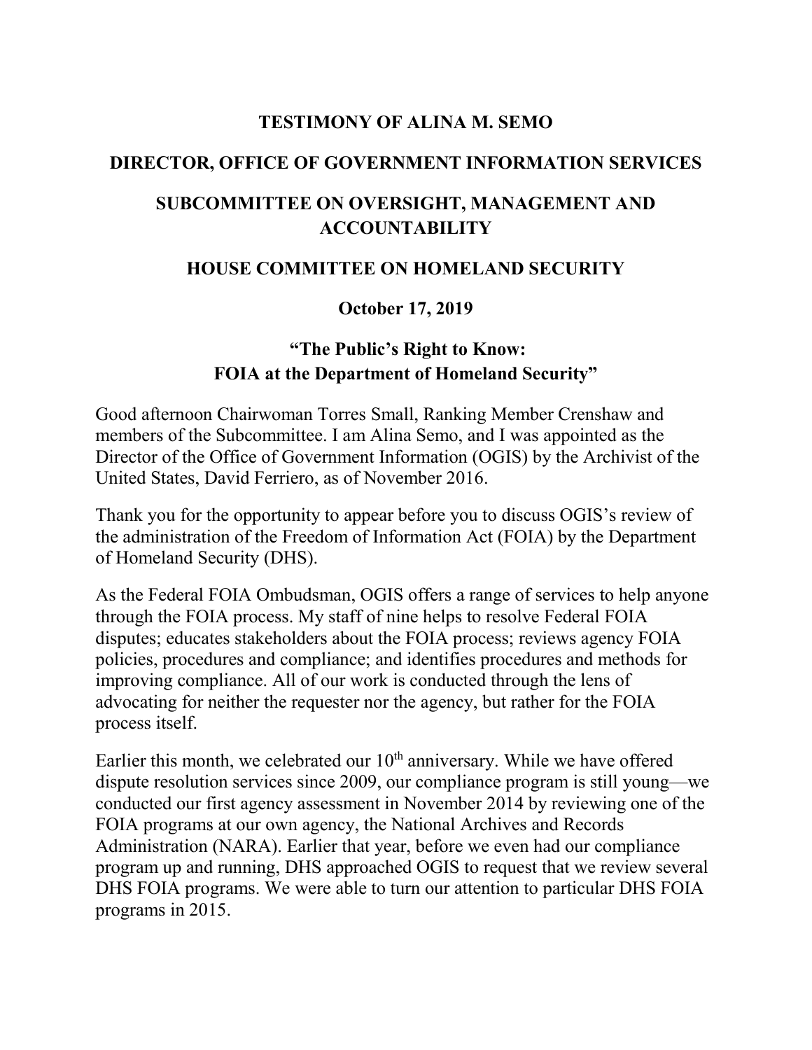# TESTIMONY OF ALINA M. SEMO

## DIRECTOR, OFFICE OF GOVERNMENT INFORMATION SERVICES

## SUBCOMMITTEE ON OVERSIGHT, MANAGEMENT AND ACCOUNTABILITY

## HOUSE COMMITTEE ON HOMELAND SECURITY

**October 17, 2019**

## "The Public's Right to Know: FOIA at the Department of Homeland Security"

Good afternoon Chairwoman Torres Small, Ranking Member Crenshaw and members of the Subcommittee. I am Alina Semo, and I was appointed as the Director of the Office of Government Information (OGIS) by the Archivist of the United States, David Ferriero, as of November 2016.

Thank you for the opportunity to appear before you to discuss OGIS's review of the administration of the Freedom of Information Act (FOIA) by the Department of Homeland Security (DHS).

As the Federal FOIA Ombudsman, OGIS offers a range of services to help anyone through the FOIA process. My staff of nine helps to resolve Federal FOIA disputes; educates stakeholders about the FOIA process; reviews agency FOIA policies, procedures and compliance; and identifies procedures and methods for improving compliance. All of our work is conducted through the lens of advocating for neither the requester nor the agency, but rather for the FOIA process itself.

Earlier this month, we celebrated our 10th anniversary. While we have offered dispute resolution services since 2009, our compliance program is still young—we conducted our first agency assessment in November 2014 by reviewing one of the FOIA programs at our own agency, the National Archives and Records Administration (NARA). Earlier that year, before we even had our compliance program up and running, DHS approached OGIS to request that we review several DHS FOIA programs. We were able to turn our attention to particular DHS FOIA programs in 2015.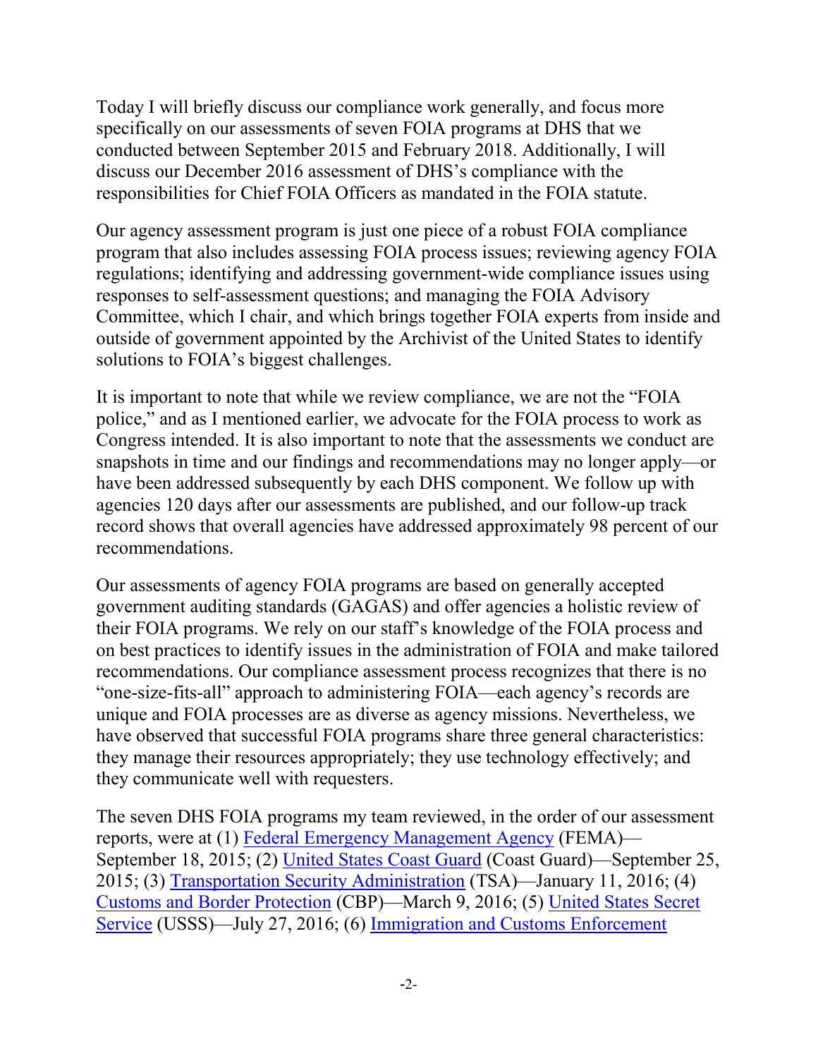Today I will briefly discuss our compliance work generally, and focus more specifically on our assessments of seven FOIA programs at DHS that we conducted between September 2015 and February 2018. Additionally, I will discuss our December 2016 assessment of DHS's compliance with the responsibilities for Chief FOIA Officers as mandated in the FOIA statute.

Our agency assessment program is just one piece of a robust FOIA compliance program that also includes assessing FOIA process issues; reviewing agency FOIA regulations; identifying and addressing government-wide compliance issues using responses to self-assessment questions; and managing the FOIA Advisory Committee, which I chair, and which brings together FOIA experts from inside and outside of government appointed by the Archivist of the United States to identify solutions to FOIA's biggest challenges.

It is important to note that while we review compliance, we are not the "FOIA police," and as I mentioned earlier, we advocate for the FOIA process to work as Congress intended. It is also important to note that the assessments we conduct are snapshots in time and our findings and recommendations may no longer apply—or have been addressed subsequently by each DHS component. We follow up with agencies 120 days after our assessments are published, and our follow-up track record shows that overall agencies have addressed approximately 98 percent of our recommendations.

Our assessments of agency FOIA programs are based on generally accepted government auditing standards (GAGAS) and offer agencies a holistic review of their FOIA programs. We rely on our staff's knowledge of the FOIA process and on best practices to identify issues in the administration of FOIA and make tailored recommendations. Our compliance assessment process recognizes that there is no "one-size-fits-all" approach to administering FOIA—each agency's records are unique and FOIA processes are as diverse as agency missions. Nevertheless, we have observed that successful FOIA programs share three general characteristics: they manage their resources appropriately; they use technology effectively; and they communicate well with requesters.

The seven DHS FOIA programs my team reviewed, in the order of our assessment reports, were at (1) Federal Emergency Management Agency (FEMA)—September 18, 2015; (2) United States Coast Guard (Coast Guard)—September 25, 2015; (3) Transportation Security Administration (TSA)—January 11, 2016; (4) Customs and Border Protection (CBP)—March 9, 2016; (5) United States Secret Service (USSS)—July 27, 2016; (6) Immigration and Customs Enforcement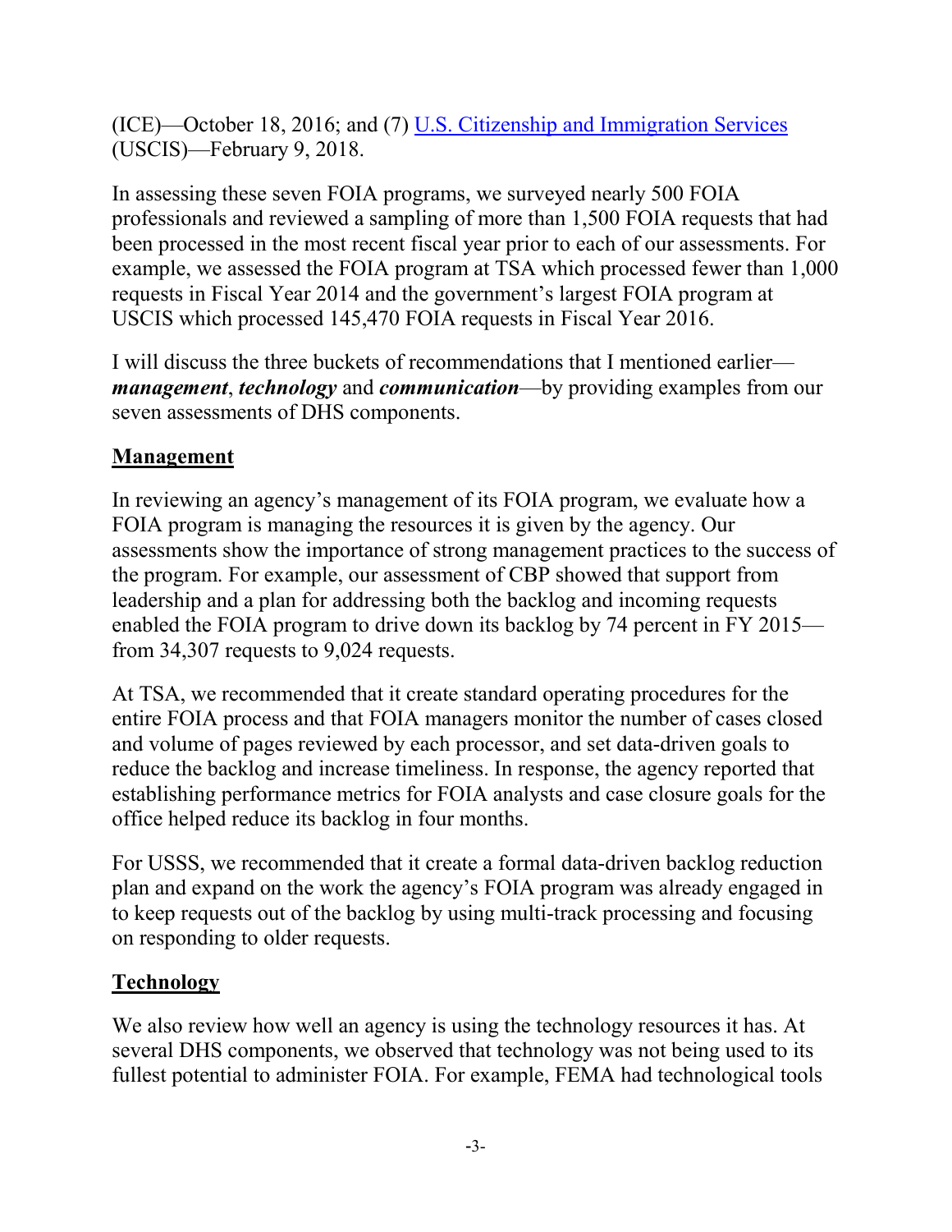(ICE)—October 18, 2016; and (7) [U.S. Citizenship and Immigration Services](#) (USCIS)—February 9, 2018.

In assessing these seven FOIA programs, we surveyed nearly 500 FOIA professionals and reviewed a sampling of more than 1,500 FOIA requests that had been processed in the most recent fiscal year prior to each of our assessments. For example, we assessed the FOIA program at TSA which processed fewer than 1,000 requests in Fiscal Year 2014 and the government's largest FOIA program at USCIS which processed 145,470 FOIA requests in Fiscal Year 2016.

I will discuss the three buckets of recommendations that I mentioned earlier—***management***, ***technology*** and ***communication***—by providing examples from our seven assessments of DHS components.

## Management

In reviewing an agency's management of its FOIA program, we evaluate how a FOIA program is managing the resources it is given by the agency. Our assessments show the importance of strong management practices to the success of the program. For example, our assessment of CBP showed that support from leadership and a plan for addressing both the backlog and incoming requests enabled the FOIA program to drive down its backlog by 74 percent in FY 2015—from 34,307 requests to 9,024 requests.

At TSA, we recommended that it create standard operating procedures for the entire FOIA process and that FOIA managers monitor the number of cases closed and volume of pages reviewed by each processor, and set data-driven goals to reduce the backlog and increase timeliness. In response, the agency reported that establishing performance metrics for FOIA analysts and case closure goals for the office helped reduce its backlog in four months.

For USSS, we recommended that it create a formal data-driven backlog reduction plan and expand on the work the agency's FOIA program was already engaged in to keep requests out of the backlog by using multi-track processing and focusing on responding to older requests.

## Technology

We also review how well an agency is using the technology resources it has. At several DHS components, we observed that technology was not being used to its fullest potential to administer FOIA. For example, FEMA had technological tools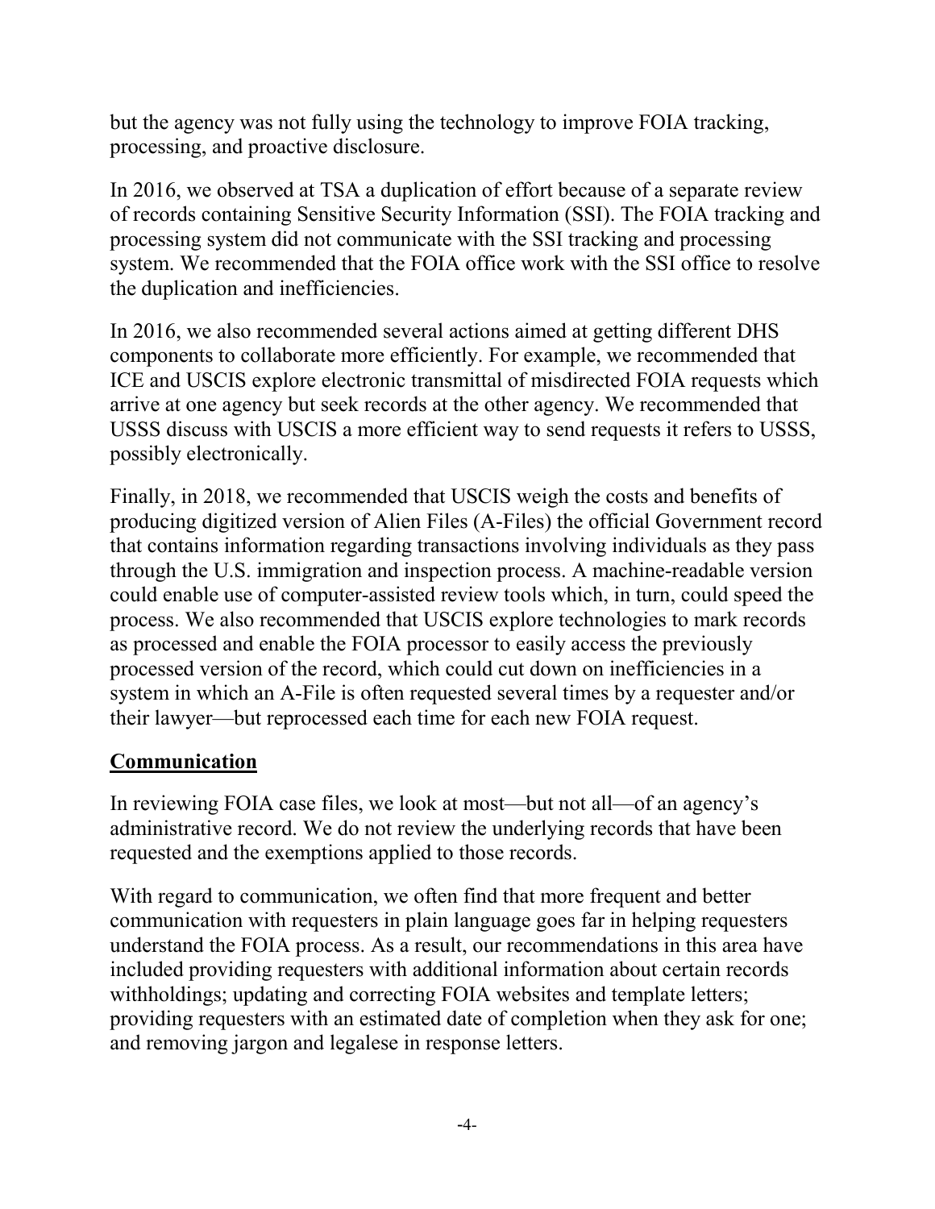but the agency was not fully using the technology to improve FOIA tracking, processing, and proactive disclosure.

In 2016, we observed at TSA a duplication of effort because of a separate review of records containing Sensitive Security Information (SSI). The FOIA tracking and processing system did not communicate with the SSI tracking and processing system. We recommended that the FOIA office work with the SSI office to resolve the duplication and inefficiencies.

In 2016, we also recommended several actions aimed at getting different DHS components to collaborate more efficiently. For example, we recommended that ICE and USCIS explore electronic transmittal of misdirected FOIA requests which arrive at one agency but seek records at the other agency. We recommended that USSS discuss with USCIS a more efficient way to send requests it refers to USSS, possibly electronically.

Finally, in 2018, we recommended that USCIS weigh the costs and benefits of producing digitized version of Alien Files (A-Files) the official Government record that contains information regarding transactions involving individuals as they pass through the U.S. immigration and inspection process. A machine-readable version could enable use of computer-assisted review tools which, in turn, could speed the process. We also recommended that USCIS explore technologies to mark records as processed and enable the FOIA processor to easily access the previously processed version of the record, which could cut down on inefficiencies in a system in which an A-File is often requested several times by a requester and/or their lawyer—but reprocessed each time for each new FOIA request.

## Communication

In reviewing FOIA case files, we look at most—but not all—of an agency's administrative record. We do not review the underlying records that have been requested and the exemptions applied to those records.

With regard to communication, we often find that more frequent and better communication with requesters in plain language goes far in helping requesters understand the FOIA process. As a result, our recommendations in this area have included providing requesters with additional information about certain records withholdings; updating and correcting FOIA websites and template letters; providing requesters with an estimated date of completion when they ask for one; and removing jargon and legalese in response letters.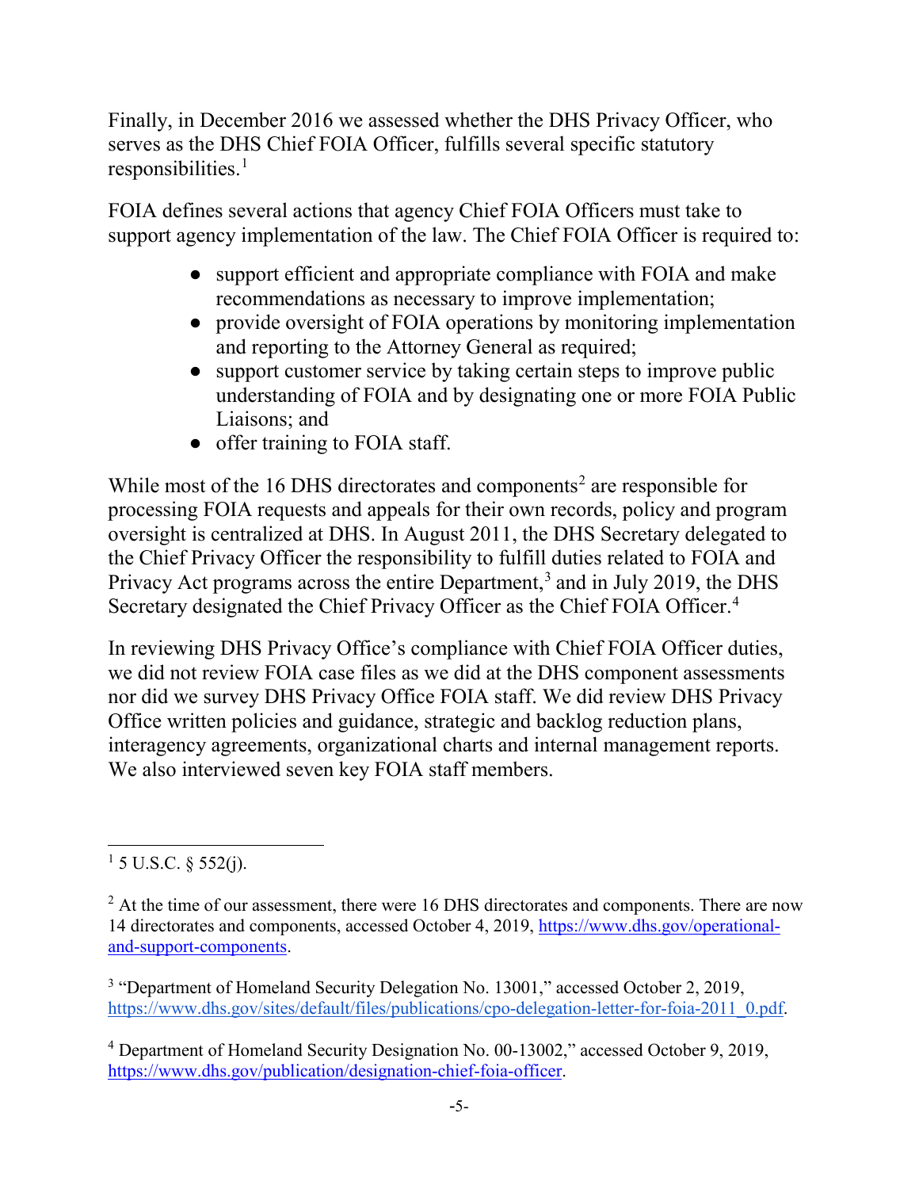Finally, in December 2016 we assessed whether the DHS Privacy Officer, who serves as the DHS Chief FOIA Officer, fulfills several specific statutory responsibilities.[1]

FOIA defines several actions that agency Chief FOIA Officers must take to support agency implementation of the law. The Chief FOIA Officer is required to:

- support efficient and appropriate compliance with FOIA and make recommendations as necessary to improve implementation;
- provide oversight of FOIA operations by monitoring implementation and reporting to the Attorney General as required;
- support customer service by taking certain steps to improve public understanding of FOIA and by designating one or more FOIA Public Liaisons; and
- offer training to FOIA staff.

While most of the 16 DHS directorates and components[2] are responsible for processing FOIA requests and appeals for their own records, policy and program oversight is centralized at DHS. In August 2011, the DHS Secretary delegated to the Chief Privacy Officer the responsibility to fulfill duties related to FOIA and Privacy Act programs across the entire Department,[3] and in July 2019, the DHS Secretary designated the Chief Privacy Officer as the Chief FOIA Officer.[4]

In reviewing DHS Privacy Office's compliance with Chief FOIA Officer duties, we did not review FOIA case files as we did at the DHS component assessments nor did we survey DHS Privacy Office FOIA staff. We did review DHS Privacy Office written policies and guidance, strategic and backlog reduction plans, interagency agreements, organizational charts and internal management reports. We also interviewed seven key FOIA staff members.

---

[1] 5 U.S.C. § 552(j).

[2] At the time of our assessment, there were 16 DHS directorates and components. There are now 14 directorates and components, accessed October 4, 2019, https://www.dhs.gov/operational-and-support-components.

[3] "Department of Homeland Security Delegation No. 13001," accessed October 2, 2019, https://www.dhs.gov/sites/default/files/publications/cpo-delegation-letter-for-foia-2011_0.pdf.

[4] Department of Homeland Security Designation No. 00-13002," accessed October 9, 2019, https://www.dhs.gov/publication/designation-chief-foia-officer.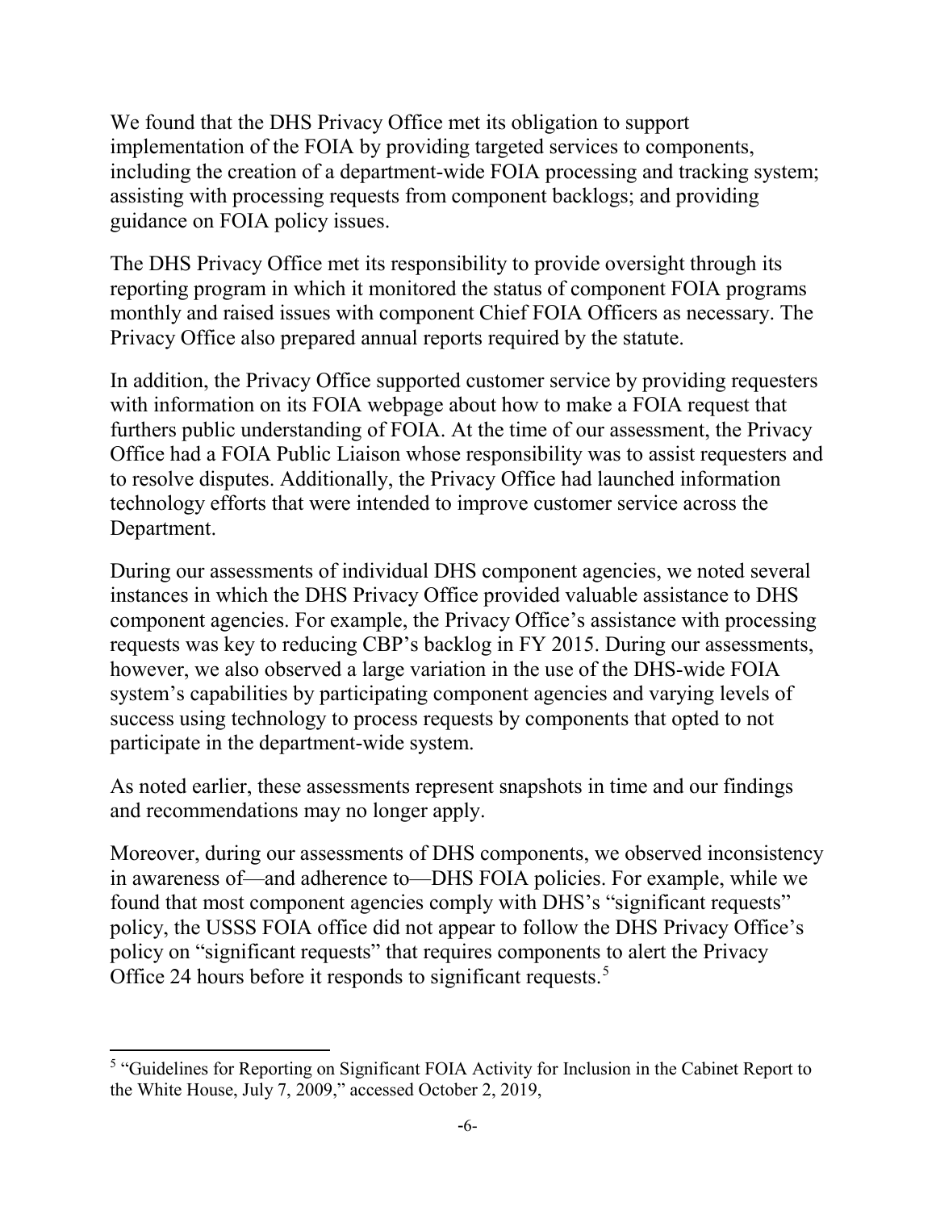We found that the DHS Privacy Office met its obligation to support implementation of the FOIA by providing targeted services to components, including the creation of a department-wide FOIA processing and tracking system; assisting with processing requests from component backlogs; and providing guidance on FOIA policy issues.

The DHS Privacy Office met its responsibility to provide oversight through its reporting program in which it monitored the status of component FOIA programs monthly and raised issues with component Chief FOIA Officers as necessary. The Privacy Office also prepared annual reports required by the statute.

In addition, the Privacy Office supported customer service by providing requesters with information on its FOIA webpage about how to make a FOIA request that furthers public understanding of FOIA. At the time of our assessment, the Privacy Office had a FOIA Public Liaison whose responsibility was to assist requesters and to resolve disputes. Additionally, the Privacy Office had launched information technology efforts that were intended to improve customer service across the Department.

During our assessments of individual DHS component agencies, we noted several instances in which the DHS Privacy Office provided valuable assistance to DHS component agencies. For example, the Privacy Office's assistance with processing requests was key to reducing CBP's backlog in FY 2015. During our assessments, however, we also observed a large variation in the use of the DHS-wide FOIA system's capabilities by participating component agencies and varying levels of success using technology to process requests by components that opted to not participate in the department-wide system.

As noted earlier, these assessments represent snapshots in time and our findings and recommendations may no longer apply.

Moreover, during our assessments of DHS components, we observed inconsistency in awareness of—and adherence to—DHS FOIA policies. For example, while we found that most component agencies comply with DHS's "significant requests" policy, the USSS FOIA office did not appear to follow the DHS Privacy Office's policy on "significant requests" that requires components to alert the Privacy Office 24 hours before it responds to significant requests.[5]

[5] "Guidelines for Reporting on Significant FOIA Activity for Inclusion in the Cabinet Report to the White House, July 7, 2009," accessed October 2, 2019,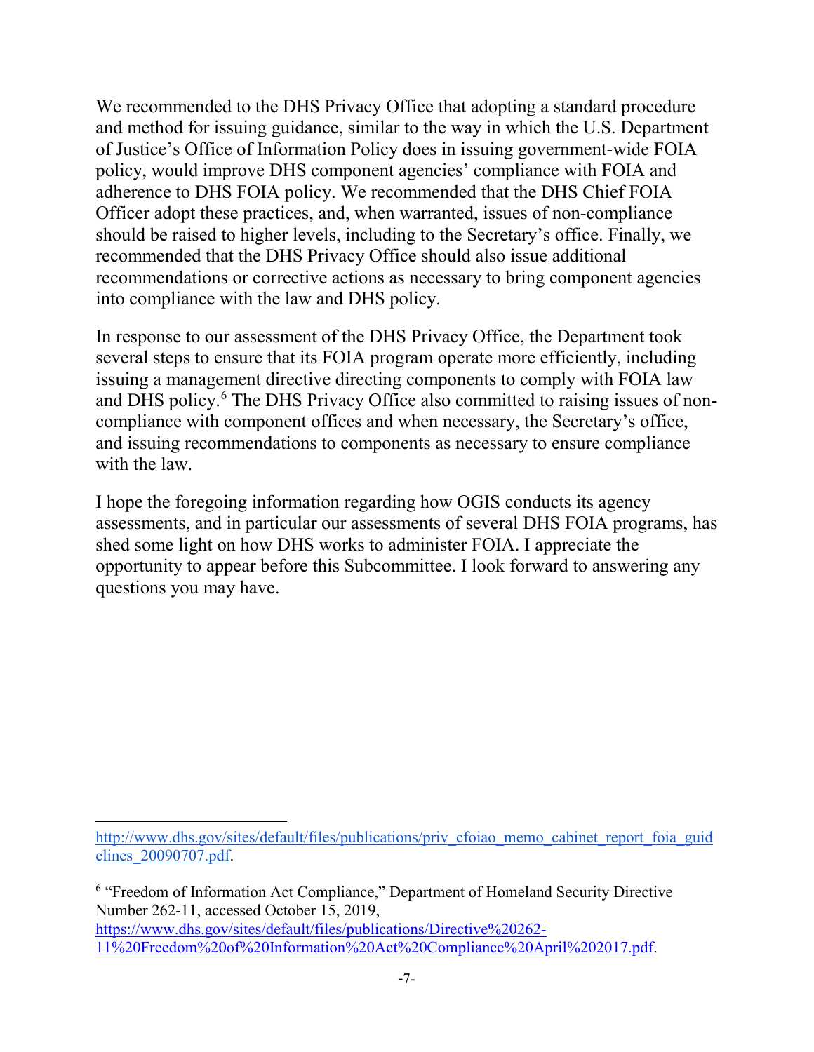We recommended to the DHS Privacy Office that adopting a standard procedure and method for issuing guidance, similar to the way in which the U.S. Department of Justice's Office of Information Policy does in issuing government-wide FOIA policy, would improve DHS component agencies' compliance with FOIA and adherence to DHS FOIA policy. We recommended that the DHS Chief FOIA Officer adopt these practices, and, when warranted, issues of non-compliance should be raised to higher levels, including to the Secretary's office. Finally, we recommended that the DHS Privacy Office should also issue additional recommendations or corrective actions as necessary to bring component agencies into compliance with the law and DHS policy.

In response to our assessment of the DHS Privacy Office, the Department took several steps to ensure that its FOIA program operate more efficiently, including issuing a management directive directing components to comply with FOIA law and DHS policy.[6] The DHS Privacy Office also committed to raising issues of non-compliance with component offices and when necessary, the Secretary's office, and issuing recommendations to components as necessary to ensure compliance with the law.

I hope the foregoing information regarding how OGIS conducts its agency assessments, and in particular our assessments of several DHS FOIA programs, has shed some light on how DHS works to administer FOIA. I appreciate the opportunity to appear before this Subcommittee. I look forward to answering any questions you may have.

---

http://www.dhs.gov/sites/default/files/publications/priv_cfoiao_memo_cabinet_report_foia_guidelines_20090707.pdf.

[6] "Freedom of Information Act Compliance," Department of Homeland Security Directive Number 262-11, accessed October 15, 2019, https://www.dhs.gov/sites/default/files/publications/Directive%20262-11%20Freedom%20of%20Information%20Act%20Compliance%20April%202017.pdf.